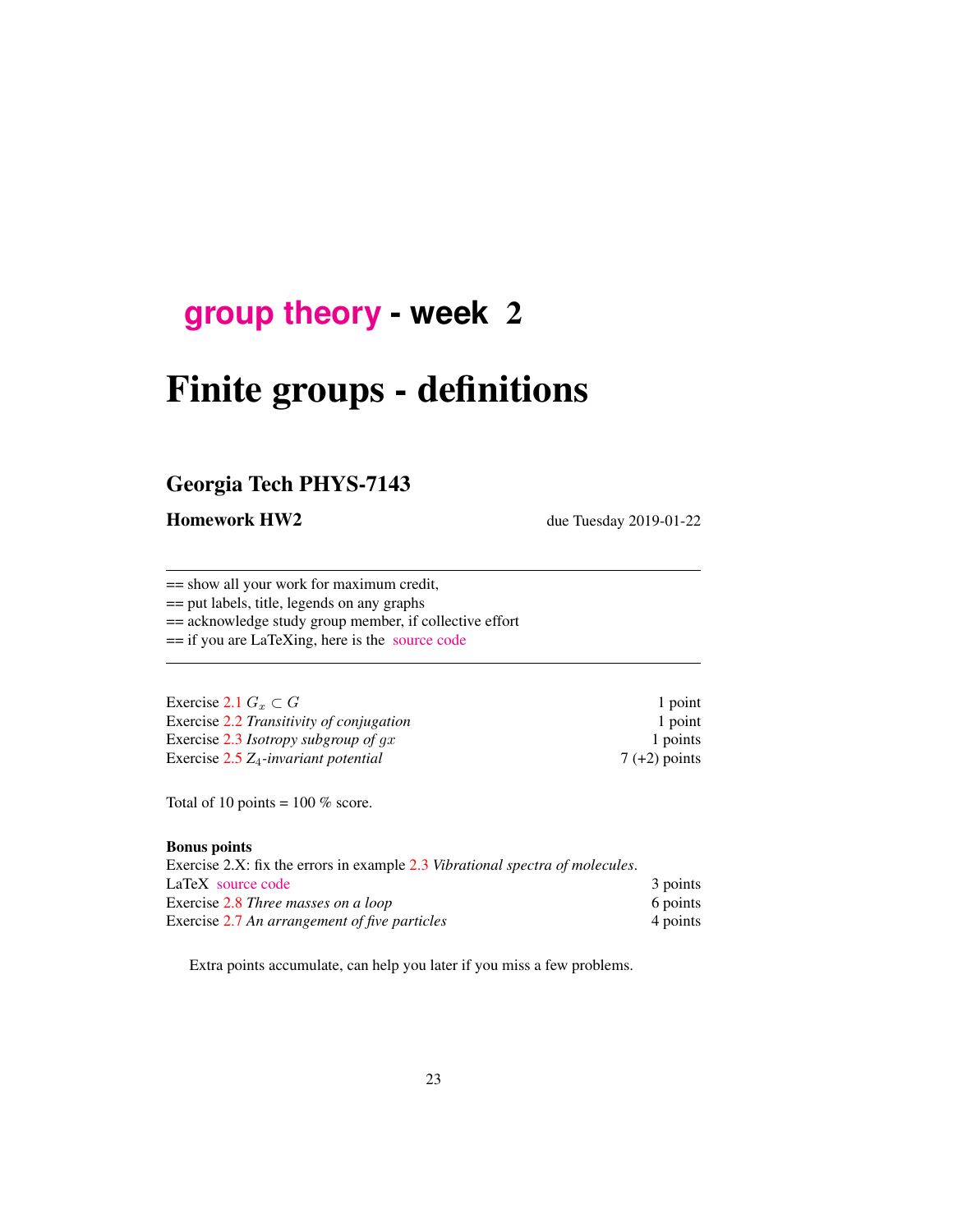# group theory - week 2

# Finite groups - definitions

## Georgia Tech PHYS-7143

**Homework HW2** due Tuesday 2019-01-22

---

== show all your work for maximum credit,
== put labels, title, legends on any graphs
== acknowledge study group member, if collective effort
== if you are LaTeXing, here is the source code

---

| | |
|---|---|
| Exercise 2.1 $G_x \subset G$ | 1 point |
| Exercise 2.2 *Transitivity of conjugation* | 1 point |
| Exercise 2.3 *Isotropy subgroup of* $gx$ | 1 points |
| Exercise 2.5 $Z_4$*-invariant potential* | 7 (+2) points |

Total of 10 points = 100 % score.

**Bonus points**

Exercise 2.X: fix the errors in example 2.3 *Vibrational spectra of molecules*.

| | |
|---|---|
| LaTeX source code | 3 points |
| Exercise 2.8 *Three masses on a loop* | 6 points |
| Exercise 2.7 *An arrangement of five particles* | 4 points |

Extra points accumulate, can help you later if you miss a few problems.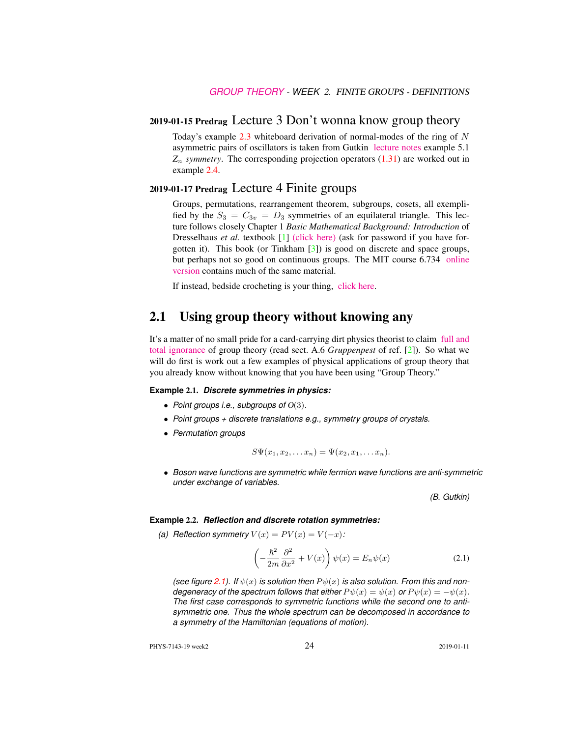### 2019-01-15 Predrag Lecture 3 Don't wonna know group theory

Today's example 2.3 whiteboard derivation of normal-modes of the ring of $N$ asymmetric pairs of oscillators is taken from Gutkin lecture notes example 5.1 *$Z_n$ symmetry*. The corresponding projection operators (1.31) are worked out in example 2.4.

### 2019-01-17 Predrag Lecture 4 Finite groups

Groups, permutations, rearrangement theorem, subgroups, cosets, all exemplified by the $S_3 = C_{3v} = D_3$ symmetries of an equilateral triangle. This lecture follows closely Chapter 1 *Basic Mathematical Background: Introduction* of Dresselhaus *et al.* textbook [1] (click here) (ask for password if you have forgotten it). This book (or Tinkham [3]) is good on discrete and space groups, but perhaps not so good on continuous groups. The MIT course 6.734 online version contains much of the same material.

If instead, bedside crocheting is your thing, click here.

## 2.1 Using group theory without knowing any

It's a matter of no small pride for a card-carrying dirt physics theorist to claim full and total ignorance of group theory (read sect. A.6 *Gruppenpest* of ref. [2]). So what we will do first is work out a few examples of physical applications of group theory that you already know without knowing that you have been using "Group Theory."

**Example 2.1.** ***Discrete symmetries in physics:***

- *Point groups i.e., subgroups of $O(3)$.*
- *Point groups + discrete translations e.g., symmetry groups of crystals.*
- *Permutation groups*

$$S\Psi(x_1, x_2, \ldots x_n) = \Psi(x_2, x_1, \ldots x_n).$$

- *Boson wave functions are symmetric while fermion wave functions are anti-symmetric under exchange of variables.*

*(B. Gutkin)*

**Example 2.2.** ***Reflection and discrete rotation symmetries:***

*(a) Reflection symmetry $V(x) = PV(x) = V(-x)$:*

$$\left(-\frac{\hbar^2}{2m}\frac{\partial^2}{\partial x^2} + V(x)\right)\psi(x) = E_n\psi(x) \tag{2.1}$$

*(see figure 2.1). If $\psi(x)$ is solution then $P\psi(x)$ is also solution. From this and non-degeneracy of the spectrum follows that either $P\psi(x) = \psi(x)$ or $P\psi(x) = -\psi(x)$. The first case corresponds to symmetric functions while the second one to anti-symmetric one. Thus the whole spectrum can be decomposed in accordance to a symmetry of the Hamiltonian (equations of motion).*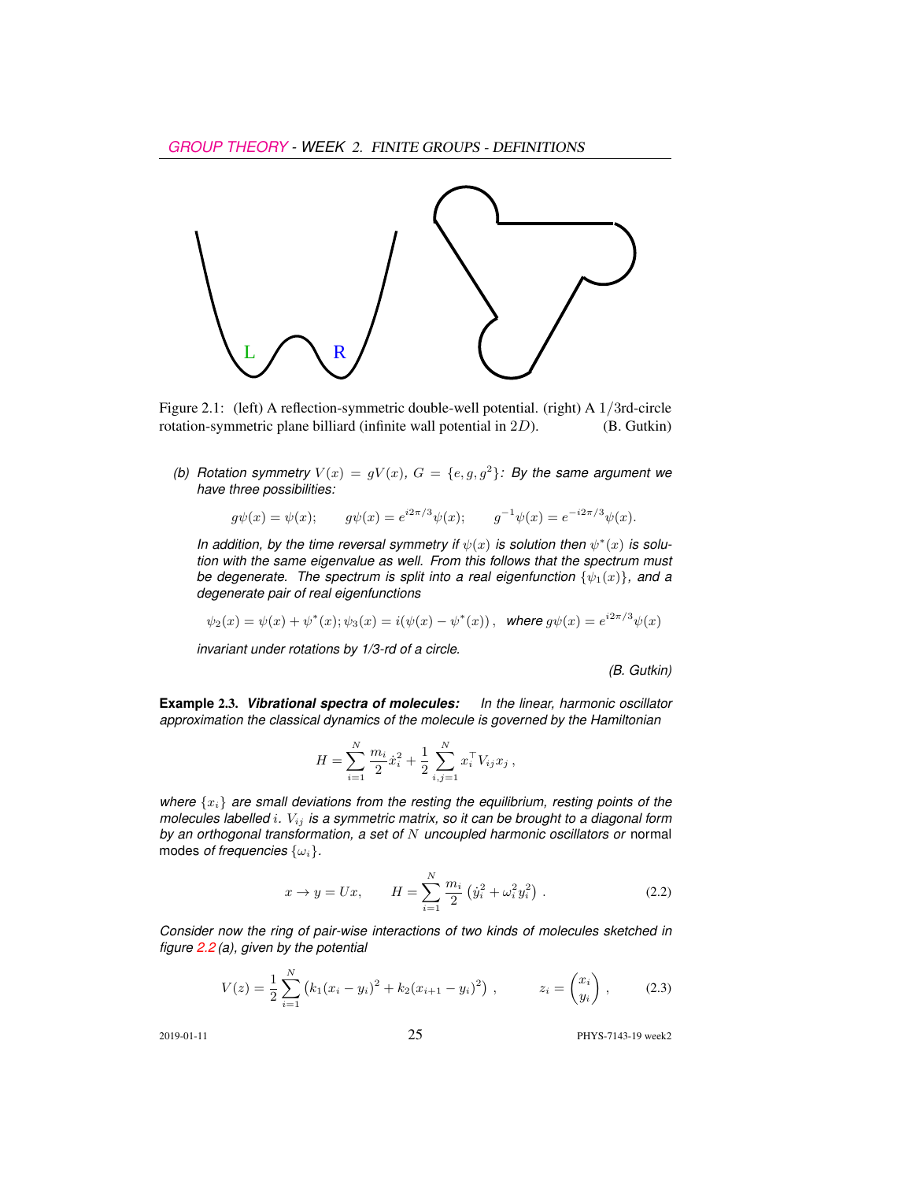Figure 2.1: (left) A reflection-symmetric double-well potential. (right) A $1/3$rd-circle rotation-symmetric plane billiard (infinite wall potential in $2D$). (B. Gutkin)

*(b) Rotation symmetry $V(x) = gV(x)$, $G = \{e, g, g^2\}$: By the same argument we have three possibilities:*

$$g\psi(x) = \psi(x); \qquad g\psi(x) = e^{i2\pi/3}\psi(x); \qquad g^{-1}\psi(x) = e^{-i2\pi/3}\psi(x).$$

*In addition, by the time reversal symmetry if $\psi(x)$ is solution then $\psi^*(x)$ is solution with the same eigenvalue as well. From this follows that the spectrum must be degenerate. The spectrum is split into a real eigenfunction $\{\psi_1(x)\}$, and a degenerate pair of real eigenfunctions*

$$\psi_2(x) = \psi(x) + \psi^*(x); \psi_3(x) = i(\psi(x) - \psi^*(x)), \text{ where } g\psi(x) = e^{i2\pi/3}\psi(x)$$

*invariant under rotations by 1/3-rd of a circle.*

*(B. Gutkin)*

**Example 2.3.** ***Vibrational spectra of molecules:*** *In the linear, harmonic oscillator approximation the classical dynamics of the molecule is governed by the Hamiltonian*

$$H = \sum_{i=1}^{N} \frac{m_i}{2}\dot{x}_i^2 + \frac{1}{2}\sum_{i,j=1}^{N} x_i^\top V_{ij} x_j ,$$

*where $\{x_i\}$ are small deviations from the resting the equilibrium, resting points of the molecules labelled $i$. $V_{ij}$ is a symmetric matrix, so it can be brought to a diagonal form by an orthogonal transformation, a set of $N$ uncoupled harmonic oscillators or* normal modes *of frequencies $\{\omega_i\}$.*

$$x \to y = Ux, \qquad H = \sum_{i=1}^{N} \frac{m_i}{2}\left(\dot{y}_i^2 + \omega_i^2 y_i^2\right) . \tag{2.2}$$

*Consider now the ring of pair-wise interactions of two kinds of molecules sketched in figure 2.2 (a), given by the potential*

$$V(z) = \frac{1}{2}\sum_{i=1}^{N}\left(k_1(x_i - y_i)^2 + k_2(x_{i+1} - y_i)^2\right) , \qquad z_i = \begin{pmatrix} x_i \\ y_i \end{pmatrix} , \tag{2.3}$$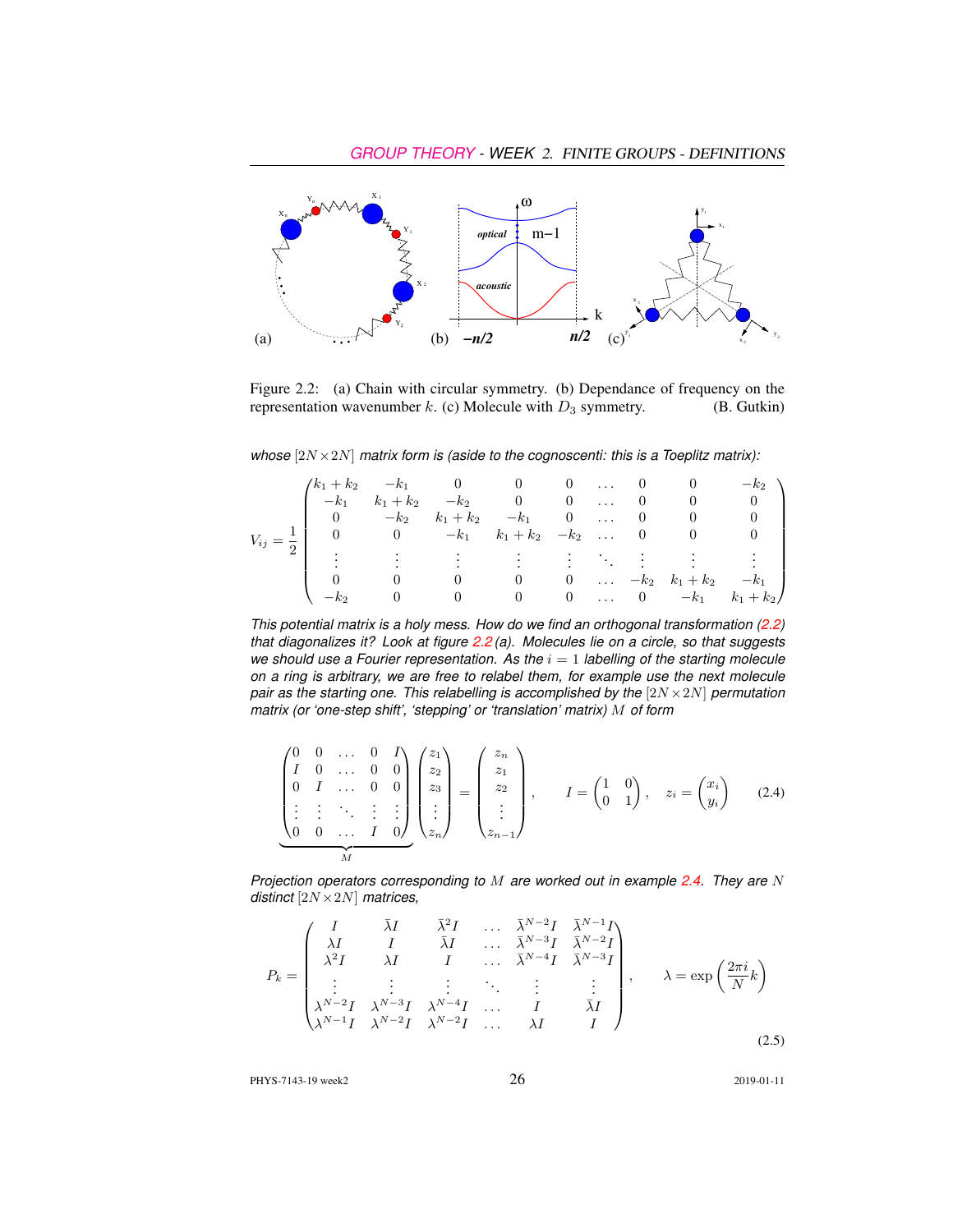Figure 2.2: (a) Chain with circular symmetry. (b) Dependance of frequency on the representation wavenumber $k$. (c) Molecule with $D_3$ symmetry. (B. Gutkin)

*whose $[2N\times 2N]$ matrix form is (aside to the cognoscenti: this is a Toeplitz matrix):*

$$
V_{ij} = \frac{1}{2}\begin{pmatrix}
k_1+k_2 & -k_1 & 0 & 0 & 0 & \dots & 0 & 0 & -k_2 \\
-k_1 & k_1+k_2 & -k_2 & 0 & 0 & \dots & 0 & 0 & 0 \\
0 & -k_2 & k_1+k_2 & -k_1 & 0 & \dots & 0 & 0 & 0 \\
0 & 0 & -k_1 & k_1+k_2 & -k_2 & \dots & 0 & 0 & 0 \\
\vdots & \vdots & \vdots & \vdots & \vdots & \ddots & \vdots & \vdots & \vdots \\
0 & 0 & 0 & 0 & 0 & \dots & -k_2 & k_1+k_2 & -k_1 \\
-k_2 & 0 & 0 & 0 & 0 & \dots & 0 & -k_1 & k_1+k_2
\end{pmatrix}
$$

*This potential matrix is a holy mess. How do we find an orthogonal transformation (2.2) that diagonalizes it? Look at figure 2.2 (a). Molecules lie on a circle, so that suggests we should use a Fourier representation. As the $i=1$ labelling of the starting molecule on a ring is arbitrary, we are free to relabel them, for example use the next molecule pair as the starting one. This relabelling is accomplished by the $[2N\times 2N]$ permutation matrix (or 'one-step shift', 'stepping' or 'translation' matrix) $M$ of form*

$$
\underbrace{\begin{pmatrix}
0 & 0 & \dots & 0 & I \\
I & 0 & \dots & 0 & 0 \\
0 & I & \dots & 0 & 0 \\
\vdots & \vdots & \ddots & \vdots & \vdots \\
0 & 0 & \dots & I & 0
\end{pmatrix}}_{M}
\begin{pmatrix} z_1 \\ z_2 \\ z_3 \\ \vdots \\ z_n \end{pmatrix}
=
\begin{pmatrix} z_n \\ z_1 \\ z_2 \\ \vdots \\ z_{n-1} \end{pmatrix},
\qquad
I = \begin{pmatrix} 1 & 0 \\ 0 & 1 \end{pmatrix}, \quad
z_i = \begin{pmatrix} x_i \\ y_i \end{pmatrix}
\tag{2.4}
$$

*Projection operators corresponding to $M$ are worked out in example 2.4. They are $N$ distinct $[2N\times 2N]$ matrices,*

$$
P_k = \begin{pmatrix}
I & \bar\lambda I & \bar\lambda^2 I & \dots & \bar\lambda^{N-2} I & \bar\lambda^{N-1} I \\
\lambda I & I & \bar\lambda I & \dots & \bar\lambda^{N-3} I & \bar\lambda^{N-2} I \\
\lambda^2 I & \lambda I & I & \dots & \bar\lambda^{N-4} I & \bar\lambda^{N-3} I \\
\vdots & \vdots & \vdots & \ddots & \vdots & \vdots \\
\lambda^{N-2} I & \lambda^{N-3} I & \lambda^{N-4} I & \dots & I & \bar\lambda I \\
\lambda^{N-1} I & \lambda^{N-2} I & \lambda^{N-2} I & \dots & \lambda I & I
\end{pmatrix},
\qquad
\lambda = \exp\left(\frac{2\pi i}{N} k\right)
\tag{2.5}
$$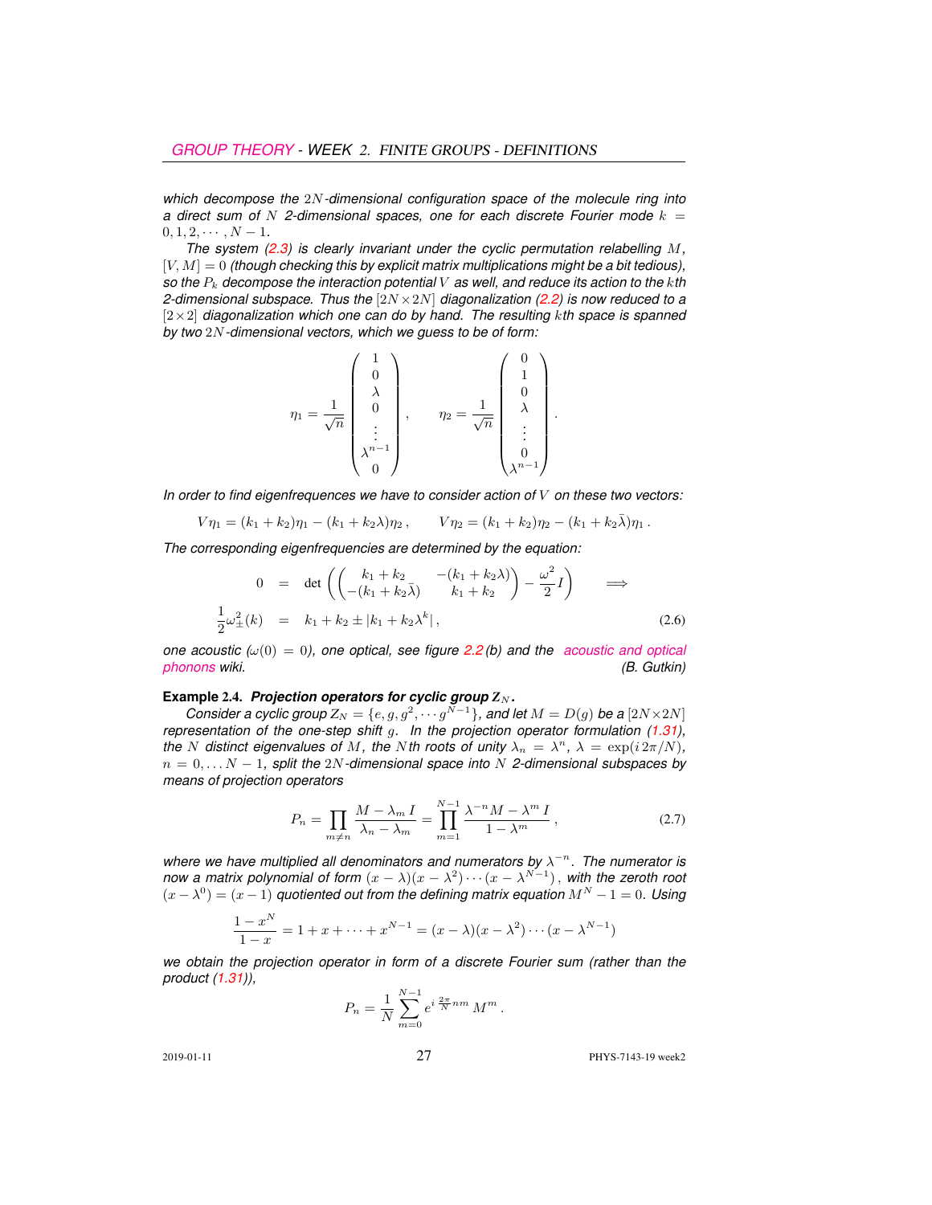*which decompose the $2N$-dimensional configuration space of the molecule ring into a direct sum of $N$ 2-dimensional spaces, one for each discrete Fourier mode $k = 0, 1, 2, \cdots, N-1$.*

*The system (2.3) is clearly invariant under the cyclic permutation relabelling $M$, $[V, M] = 0$ (though checking this by explicit matrix multiplications might be a bit tedious), so the $P_k$ decompose the interaction potential $V$ as well, and reduce its action to the $k$th 2-dimensional subspace. Thus the $[2N \times 2N]$ diagonalization (2.2) is now reduced to a $[2 \times 2]$ diagonalization which one can do by hand. The resulting $k$th space is spanned by two $2N$-dimensional vectors, which we guess to be of form:*

$$\eta_1 = \frac{1}{\sqrt{n}} \begin{pmatrix} 1 \\ 0 \\ \lambda \\ 0 \\ \vdots \\ \lambda^{n-1} \\ 0 \end{pmatrix}, \qquad \eta_2 = \frac{1}{\sqrt{n}} \begin{pmatrix} 0 \\ 1 \\ 0 \\ \lambda \\ \vdots \\ 0 \\ \lambda^{n-1} \end{pmatrix}.$$

*In order to find eigenfrequences we have to consider action of $V$ on these two vectors:*

$$V\eta_1 = (k_1 + k_2)\eta_1 - (k_1 + k_2\lambda)\eta_2\,, \qquad V\eta_2 = (k_1 + k_2)\eta_2 - (k_1 + k_2\bar{\lambda})\eta_1\,.$$

*The corresponding eigenfrequencies are determined by the equation:*

$$\begin{aligned} 0 &= \det\left( \begin{pmatrix} k_1 + k_2 & -(k_1 + k_2\lambda) \\ -(k_1 + k_2\bar{\lambda}) & k_1 + k_2 \end{pmatrix} - \frac{\omega^2}{2} I \right) \qquad \Longrightarrow \\ \frac{1}{2}\omega^2_{\pm}(k) &= k_1 + k_2 \pm |k_1 + k_2\lambda^k|\,, \end{aligned} \tag{2.6}$$

*one acoustic ($\omega(0) = 0$), one optical, see figure 2.2 (b) and the acoustic and optical phonons wiki.* *(B. Gutkin)*

**Example 2.4.** ***Projection operators for cyclic group $Z_N$.***

*Consider a cyclic group $Z_N = \{e, g, g^2, \cdots g^{N-1}\}$, and let $M = D(g)$ be a $[2N \times 2N]$ representation of the one-step shift $g$. In the projection operator formulation (1.31), the $N$ distinct eigenvalues of $M$, the $N$th roots of unity $\lambda_n = \lambda^n$, $\lambda = \exp(i\,2\pi/N)$, $n = 0, \ldots N-1$, split the $2N$-dimensional space into $N$ 2-dimensional subspaces by means of projection operators*

$$P_n = \prod_{m \neq n} \frac{M - \lambda_m\, I}{\lambda_n - \lambda_m} = \prod_{m=1}^{N-1} \frac{\lambda^{-n} M - \lambda^m\, I}{1 - \lambda^m}\,, \tag{2.7}$$

*where we have multiplied all denominators and numerators by $\lambda^{-n}$. The numerator is now a matrix polynomial of form $(x - \lambda)(x - \lambda^2)\cdots(x - \lambda^{N-1})$, with the zeroth root $(x - \lambda^0) = (x - 1)$ quotiented out from the defining matrix equation $M^N - 1 = 0$. Using*

$$\frac{1 - x^N}{1 - x} = 1 + x + \cdots + x^{N-1} = (x - \lambda)(x - \lambda^2)\cdots(x - \lambda^{N-1})$$

*we obtain the projection operator in form of a discrete Fourier sum (rather than the product (1.31)),*

$$P_n = \frac{1}{N} \sum_{m=0}^{N-1} e^{i\,\frac{2\pi}{N} nm}\, M^m\,.$$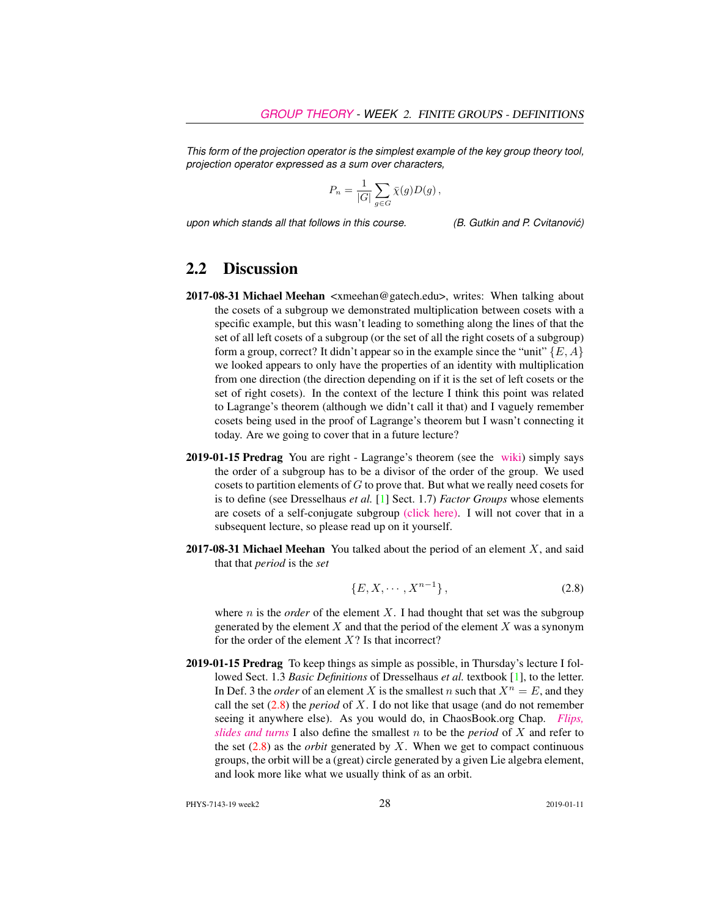*This form of the projection operator is the simplest example of the key group theory tool, projection operator expressed as a sum over characters,*

$$P_n = \frac{1}{|G|}\sum_{g\in G} \bar{\chi}(g) D(g)\,,$$

*upon which stands all that follows in this course.* *(B. Gutkin and P. Cvitanović)*

## 2.2 Discussion

**2017-08-31 Michael Meehan** <xmeehan@gatech.edu>, writes: When talking about the cosets of a subgroup we demonstrated multiplication between cosets with a specific example, but this wasn't leading to something along the lines of that the set of all left cosets of a subgroup (or the set of all the right cosets of a subgroup) form a group, correct? It didn't appear so in the example since the "unit" $\{E, A\}$ we looked appears to only have the properties of an identity with multiplication from one direction (the direction depending on if it is the set of left cosets or the set of right cosets). In the context of the lecture I think this point was related to Lagrange's theorem (although we didn't call it that) and I vaguely remember cosets being used in the proof of Lagrange's theorem but I wasn't connecting it today. Are we going to cover that in a future lecture?

**2019-01-15 Predrag** You are right - Lagrange's theorem (see the wiki) simply says the order of a subgroup has to be a divisor of the order of the group. We used cosets to partition elements of $G$ to prove that. But what we really need cosets for is to define (see Dresselhaus *et al.* [1] Sect. 1.7) *Factor Groups* whose elements are cosets of a self-conjugate subgroup (click here). I will not cover that in a subsequent lecture, so please read up on it yourself.

**2017-08-31 Michael Meehan** You talked about the period of an element $X$, and said that that *period* is the *set*

$$\{E, X, \cdots, X^{n-1}\}\,, \tag{2.8}$$

where $n$ is the *order* of the element $X$. I had thought that set was the subgroup generated by the element $X$ and that the period of the element $X$ was a synonym for the order of the element $X$? Is that incorrect?

**2019-01-15 Predrag** To keep things as simple as possible, in Thursday's lecture I followed Sect. 1.3 *Basic Definitions* of Dresselhaus *et al.* textbook [1], to the letter. In Def. 3 the *order* of an element $X$ is the smallest $n$ such that $X^n = E$, and they call the set (2.8) the *period* of $X$. I do not like that usage (and do not remember seeing it anywhere else). As you would do, in ChaosBook.org Chap. *Flips, slides and turns* I also define the smallest $n$ to be the *period* of $X$ and refer to the set (2.8) as the *orbit* generated by $X$. When we get to compact continuous groups, the orbit will be a (great) circle generated by a given Lie algebra element, and look more like what we usually think of as an orbit.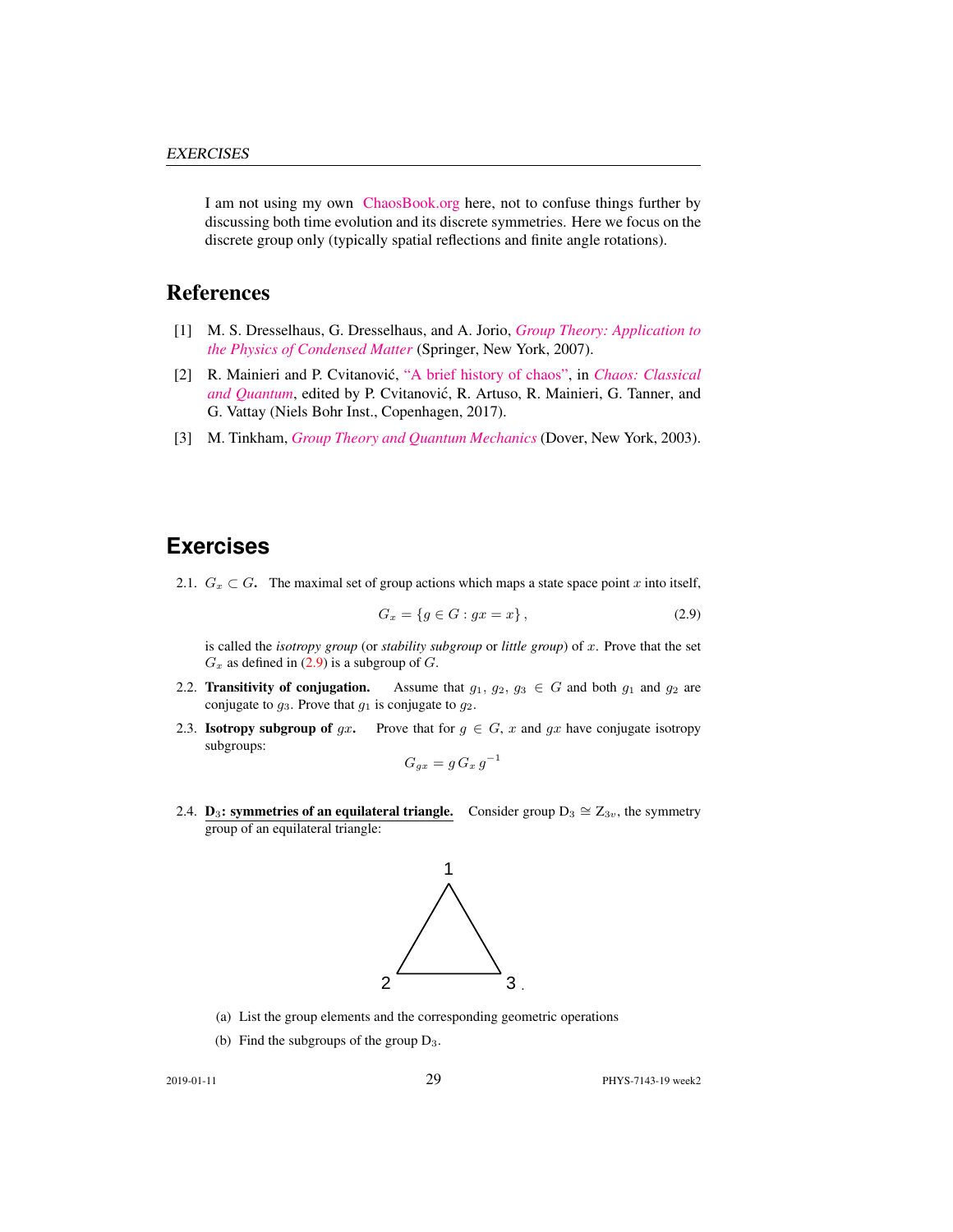I am not using my own ChaosBook.org here, not to confuse things further by discussing both time evolution and its discrete symmetries. Here we focus on the discrete group only (typically spatial reflections and finite angle rotations).

## References

[1] M. S. Dresselhaus, G. Dresselhaus, and A. Jorio, *Group Theory: Application to the Physics of Condensed Matter* (Springer, New York, 2007).

[2] R. Mainieri and P. Cvitanović, "A brief history of chaos", in *Chaos: Classical and Quantum*, edited by P. Cvitanović, R. Artuso, R. Mainieri, G. Tanner, and G. Vattay (Niels Bohr Inst., Copenhagen, 2017).

[3] M. Tinkham, *Group Theory and Quantum Mechanics* (Dover, New York, 2003).

## Exercises

2.1. $G_x \subset G$. The maximal set of group actions which maps a state space point $x$ into itself,

$$G_x = \{g \in G : gx = x\}\,, \tag{2.9}$$

is called the *isotropy group* (or *stability subgroup* or *little group*) of $x$. Prove that the set $G_x$ as defined in (2.9) is a subgroup of $G$.

2.2. **Transitivity of conjugation.** Assume that $g_1$, $g_2$, $g_3 \in G$ and both $g_1$ and $g_2$ are conjugate to $g_3$. Prove that $g_1$ is conjugate to $g_2$.

2.3. **Isotropy subgroup of $gx$.** Prove that for $g \in G$, $x$ and $gx$ have conjugate isotropy subgroups:

$$G_{gx} = g\, G_x\, g^{-1}$$

2.4. **$D_3$: symmetries of an equilateral triangle.** Consider group $D_3 \cong Z_{3v}$, the symmetry group of an equilateral triangle:

(Figure: equilateral triangle with vertices labeled 1 (top), 2 (bottom left), 3 (bottom right).)

(a) List the group elements and the corresponding geometric operations

(b) Find the subgroups of the group $D_3$.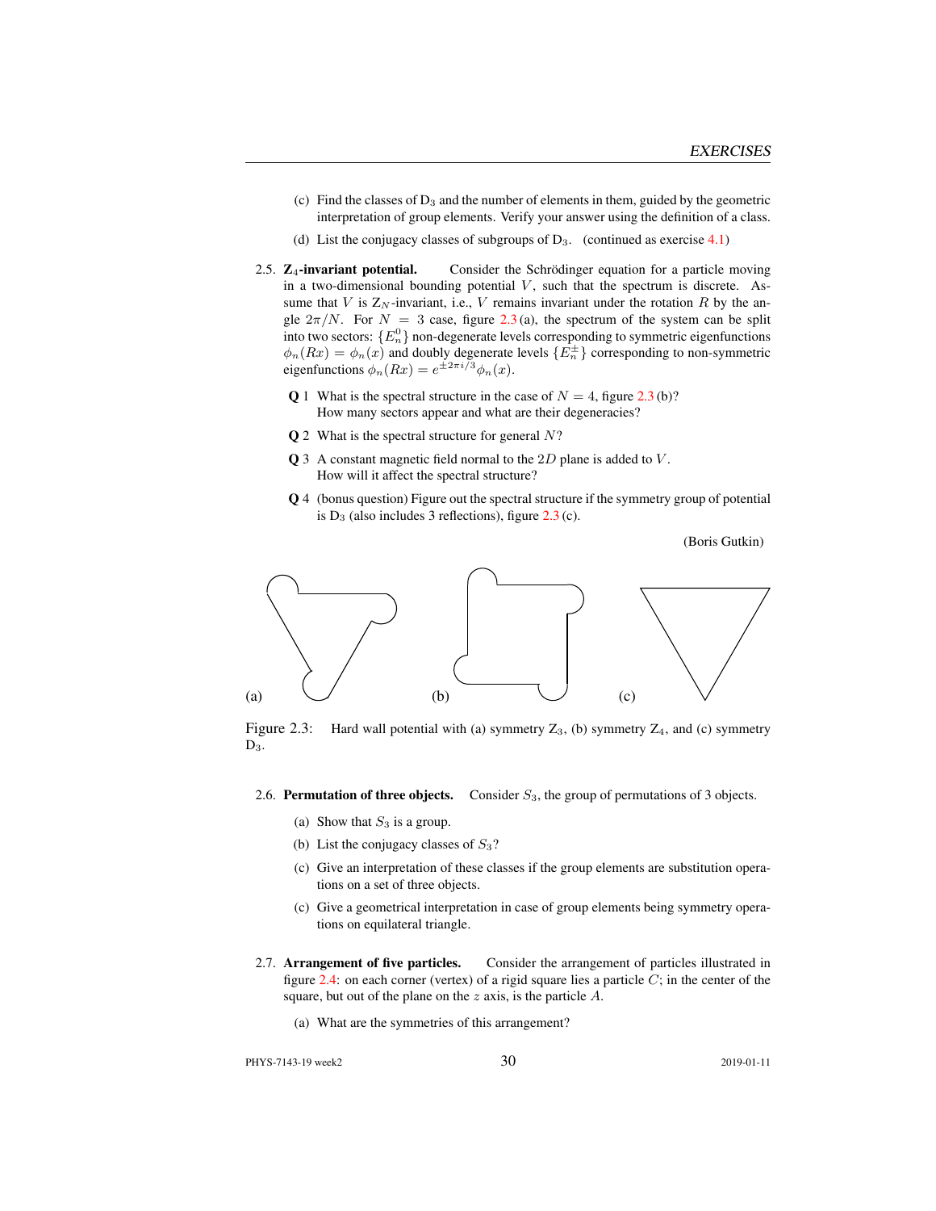(c) Find the classes of $D_3$ and the number of elements in them, guided by the geometric interpretation of group elements. Verify your answer using the definition of a class.

(d) List the conjugacy classes of subgroups of $D_3$. (continued as exercise 4.1)

2.5. **$Z_4$-invariant potential.** Consider the Schrödinger equation for a particle moving in a two-dimensional bounding potential $V$, such that the spectrum is discrete. Assume that $V$ is $Z_N$-invariant, i.e., $V$ remains invariant under the rotation $R$ by the angle $2\pi/N$. For $N = 3$ case, figure 2.3 (a), the spectrum of the system can be split into two sectors: $\{E_n^0\}$ non-degenerate levels corresponding to symmetric eigenfunctions $\phi_n(Rx) = \phi_n(x)$ and doubly degenerate levels $\{E_n^\pm\}$ corresponding to non-symmetric eigenfunctions $\phi_n(Rx) = e^{\pm 2\pi i/3}\phi_n(x)$.

**Q** 1 What is the spectral structure in the case of $N = 4$, figure 2.3 (b)? How many sectors appear and what are their degeneracies?

**Q** 2 What is the spectral structure for general $N$?

**Q** 3 A constant magnetic field normal to the $2D$ plane is added to $V$. How will it affect the spectral structure?

**Q** 4 (bonus question) Figure out the spectral structure if the symmetry group of potential is $D_3$ (also includes 3 reflections), figure 2.3 (c).

(Boris Gutkin)

(a) (b) (c)

Figure 2.3: Hard wall potential with (a) symmetry $Z_3$, (b) symmetry $Z_4$, and (c) symmetry $D_3$.

2.6. **Permutation of three objects.** Consider $S_3$, the group of permutations of 3 objects.

(a) Show that $S_3$ is a group.

(b) List the conjugacy classes of $S_3$?

(c) Give an interpretation of these classes if the group elements are substitution operations on a set of three objects.

(c) Give a geometrical interpretation in case of group elements being symmetry operations on equilateral triangle.

2.7. **Arrangement of five particles.** Consider the arrangement of particles illustrated in figure 2.4: on each corner (vertex) of a rigid square lies a particle $C$; in the center of the square, but out of the plane on the $z$ axis, is the particle $A$.

(a) What are the symmetries of this arrangement?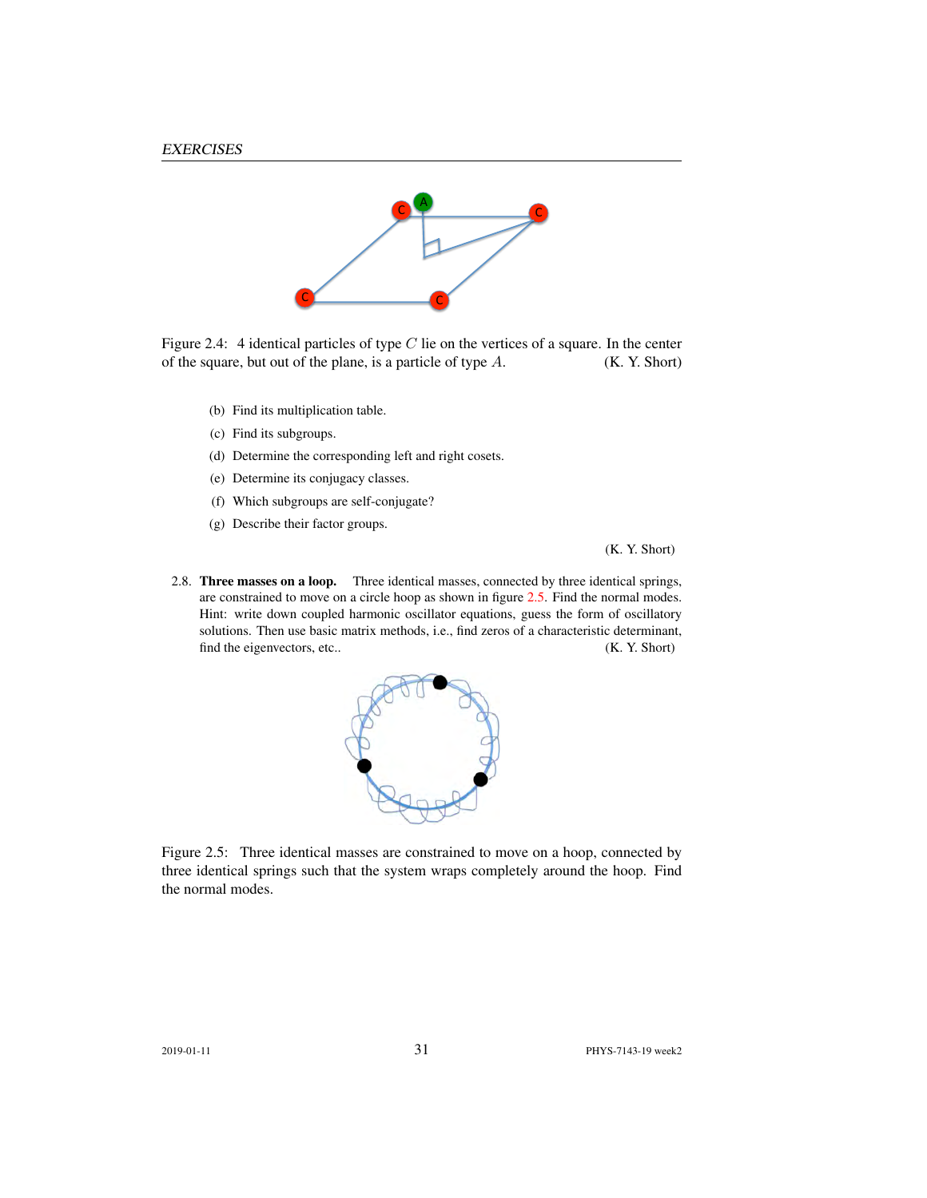Figure 2.4: 4 identical particles of type $C$ lie on the vertices of a square. In the center of the square, but out of the plane, is a particle of type $A$. (K. Y. Short)

(b) Find its multiplication table.

(c) Find its subgroups.

(d) Determine the corresponding left and right cosets.

(e) Determine its conjugacy classes.

(f) Which subgroups are self-conjugate?

(g) Describe their factor groups.

(K. Y. Short)

2.8. **Three masses on a loop.** Three identical masses, connected by three identical springs, are constrained to move on a circle hoop as shown in figure 2.5. Find the normal modes. Hint: write down coupled harmonic oscillator equations, guess the form of oscillatory solutions. Then use basic matrix methods, i.e., find zeros of a characteristic determinant, find the eigenvectors, etc.. (K. Y. Short)

Figure 2.5: Three identical masses are constrained to move on a hoop, connected by three identical springs such that the system wraps completely around the hoop. Find the normal modes.